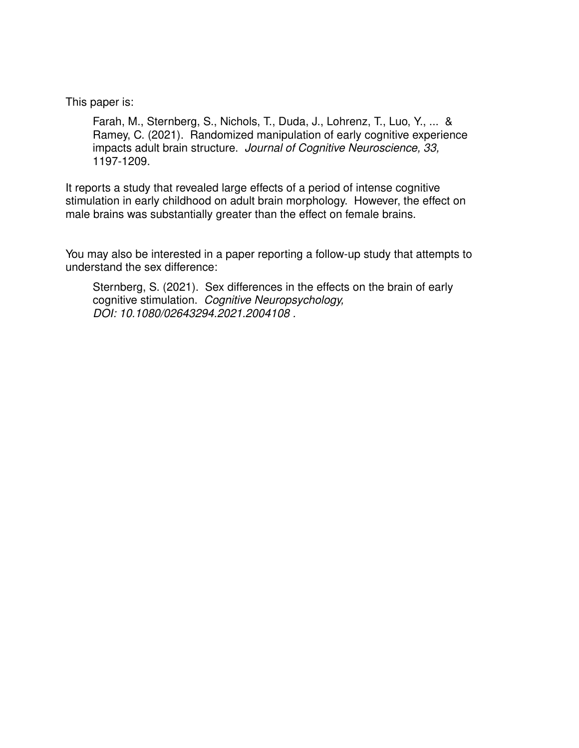This paper is:

> Farah, M., Sternberg, S., Nichols, T., Duda, J., Lohrenz, T., Luo, Y., ... & Ramey, C. (2021). Randomized manipulation of early cognitive experience impacts adult brain structure. *Journal of Cognitive Neuroscience, 33,* 1197-1209.

It reports a study that revealed large effects of a period of intense cognitive stimulation in early childhood on adult brain morphology. However, the effect on male brains was substantially greater than the effect on female brains.

You may also be interested in a paper reporting a follow-up study that attempts to understand the sex difference:

> Sternberg, S. (2021). Sex differences in the effects on the brain of early cognitive stimulation. *Cognitive Neuropsychology, DOI: 10.1080/02643294.2021.2004108* .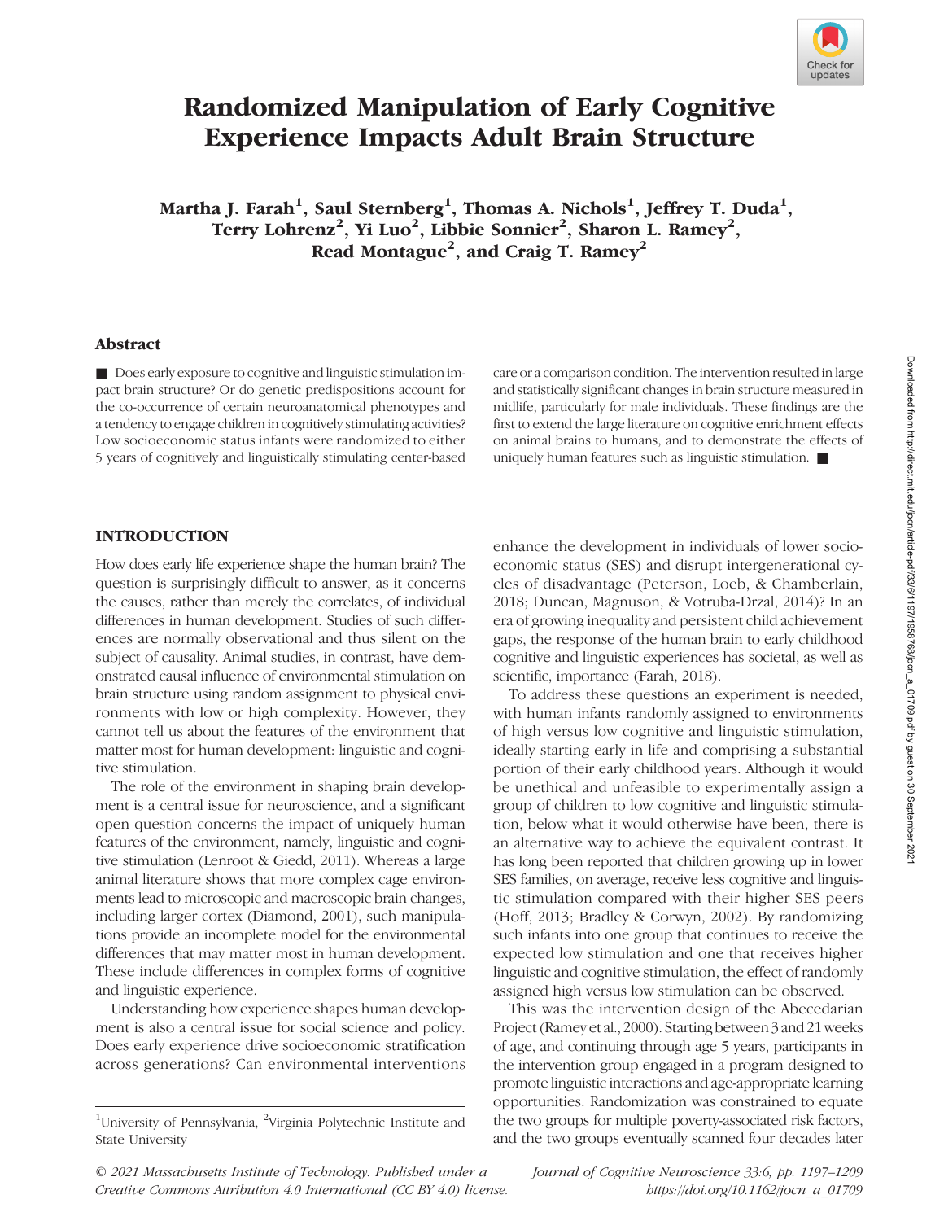# Randomized Manipulation of Early Cognitive Experience Impacts Adult Brain Structure

**Martha J. Farah[1], Saul Sternberg[1], Thomas A. Nichols[1], Jeffrey T. Duda[1], Terry Lohrenz[2], Yi Luo[2], Libbie Sonnier[2], Sharon L. Ramey[2], Read Montague[2], and Craig T. Ramey[2]**

## Abstract

■ Does early exposure to cognitive and linguistic stimulation impact brain structure? Or do genetic predispositions account for the co-occurrence of certain neuroanatomical phenotypes and a tendency to engage children in cognitively stimulating activities? Low socioeconomic status infants were randomized to either 5 years of cognitively and linguistically stimulating center-based care or a comparison condition. The intervention resulted in large and statistically significant changes in brain structure measured in midlife, particularly for male individuals. These findings are the first to extend the large literature on cognitive enrichment effects on animal brains to humans, and to demonstrate the effects of uniquely human features such as linguistic stimulation. ■

## INTRODUCTION

How does early life experience shape the human brain? The question is surprisingly difficult to answer, as it concerns the causes, rather than merely the correlates, of individual differences in human development. Studies of such differences are normally observational and thus silent on the subject of causality. Animal studies, in contrast, have demonstrated causal influence of environmental stimulation on brain structure using random assignment to physical environments with low or high complexity. However, they cannot tell us about the features of the environment that matter most for human development: linguistic and cognitive stimulation.

The role of the environment in shaping brain development is a central issue for neuroscience, and a significant open question concerns the impact of uniquely human features of the environment, namely, linguistic and cognitive stimulation (Lenroot & Giedd, 2011). Whereas a large animal literature shows that more complex cage environments lead to microscopic and macroscopic brain changes, including larger cortex (Diamond, 2001), such manipulations provide an incomplete model for the environmental differences that may matter most in human development. These include differences in complex forms of cognitive and linguistic experience.

Understanding how experience shapes human development is also a central issue for social science and policy. Does early experience drive socioeconomic stratification across generations? Can environmental interventions enhance the development in individuals of lower socioeconomic status (SES) and disrupt intergenerational cycles of disadvantage (Peterson, Loeb, & Chamberlain, 2018; Duncan, Magnuson, & Votruba-Drzal, 2014)? In an era of growing inequality and persistent child achievement gaps, the response of the human brain to early childhood cognitive and linguistic experiences has societal, as well as scientific, importance (Farah, 2018).

To address these questions an experiment is needed, with human infants randomly assigned to environments of high versus low cognitive and linguistic stimulation, ideally starting early in life and comprising a substantial portion of their early childhood years. Although it would be unethical and unfeasible to experimentally assign a group of children to low cognitive and linguistic stimulation, below what it would otherwise have been, there is an alternative way to achieve the equivalent contrast. It has long been reported that children growing up in lower SES families, on average, receive less cognitive and linguistic stimulation compared with their higher SES peers (Hoff, 2013; Bradley & Corwyn, 2002). By randomizing such infants into one group that continues to receive the expected low stimulation and one that receives higher linguistic and cognitive stimulation, the effect of randomly assigned high versus low stimulation can be observed.

This was the intervention design of the Abecedarian Project (Ramey et al., 2000). Starting between 3 and 21 weeks of age, and continuing through age 5 years, participants in the intervention group engaged in a program designed to promote linguistic interactions and age-appropriate learning opportunities. Randomization was constrained to equate the two groups for multiple poverty-associated risk factors, and the two groups eventually scanned four decades later

[1]University of Pennsylvania, [2]Virginia Polytechnic Institute and State University

© 2021 Massachusetts Institute of Technology. Published under a Creative Commons Attribution 4.0 International (CC BY 4.0) license.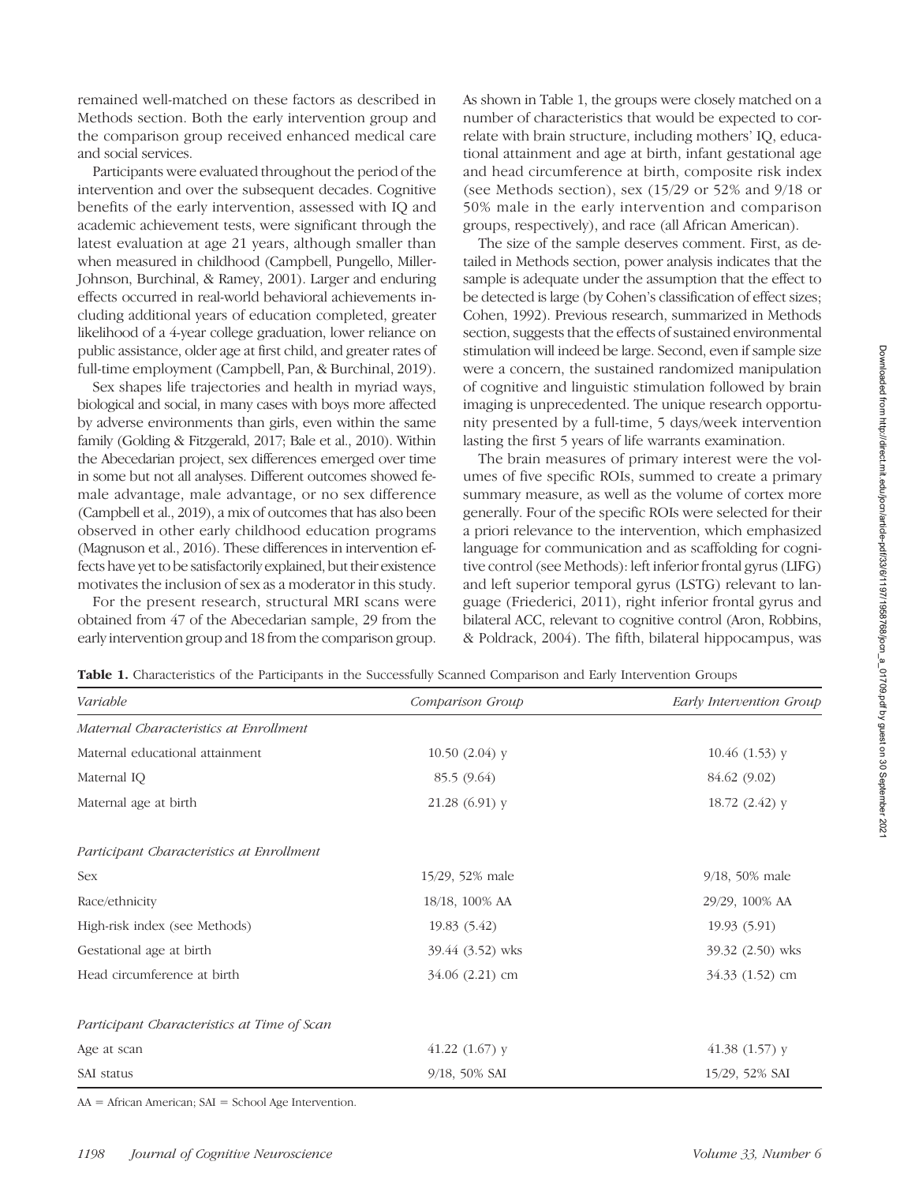remained well-matched on these factors as described in Methods section. Both the early intervention group and the comparison group received enhanced medical care and social services.

Participants were evaluated throughout the period of the intervention and over the subsequent decades. Cognitive benefits of the early intervention, assessed with IQ and academic achievement tests, were significant through the latest evaluation at age 21 years, although smaller than when measured in childhood (Campbell, Pungello, Miller-Johnson, Burchinal, & Ramey, 2001). Larger and enduring effects occurred in real-world behavioral achievements including additional years of education completed, greater likelihood of a 4-year college graduation, lower reliance on public assistance, older age at first child, and greater rates of full-time employment (Campbell, Pan, & Burchinal, 2019).

Sex shapes life trajectories and health in myriad ways, biological and social, in many cases with boys more affected by adverse environments than girls, even within the same family (Golding & Fitzgerald, 2017; Bale et al., 2010). Within the Abecedarian project, sex differences emerged over time in some but not all analyses. Different outcomes showed female advantage, male advantage, or no sex difference (Campbell et al., 2019), a mix of outcomes that has also been observed in other early childhood education programs (Magnuson et al., 2016). These differences in intervention effects have yet to be satisfactorily explained, but their existence motivates the inclusion of sex as a moderator in this study.

For the present research, structural MRI scans were obtained from 47 of the Abecedarian sample, 29 from the early intervention group and 18 from the comparison group. As shown in Table 1, the groups were closely matched on a number of characteristics that would be expected to correlate with brain structure, including mothers' IQ, educational attainment and age at birth, infant gestational age and head circumference at birth, composite risk index (see Methods section), sex (15/29 or 52% and 9/18 or 50% male in the early intervention and comparison groups, respectively), and race (all African American).

The size of the sample deserves comment. First, as detailed in Methods section, power analysis indicates that the sample is adequate under the assumption that the effect to be detected is large (by Cohen's classification of effect sizes; Cohen, 1992). Previous research, summarized in Methods section, suggests that the effects of sustained environmental stimulation will indeed be large. Second, even if sample size were a concern, the sustained randomized manipulation of cognitive and linguistic stimulation followed by brain imaging is unprecedented. The unique research opportunity presented by a full-time, 5 days/week intervention lasting the first 5 years of life warrants examination.

The brain measures of primary interest were the volumes of five specific ROIs, summed to create a primary summary measure, as well as the volume of cortex more generally. Four of the specific ROIs were selected for their a priori relevance to the intervention, which emphasized language for communication and as scaffolding for cognitive control (see Methods): left inferior frontal gyrus (LIFG) and left superior temporal gyrus (LSTG) relevant to language (Friederici, 2011), right inferior frontal gyrus and bilateral ACC, relevant to cognitive control (Aron, Robbins, & Poldrack, 2004). The fifth, bilateral hippocampus, was

**Table 1.** Characteristics of the Participants in the Successfully Scanned Comparison and Early Intervention Groups

| *Variable* | *Comparison Group* | *Early Intervention Group* |
|---|---|---|
| *Maternal Characteristics at Enrollment* | | |
| Maternal educational attainment | 10.50 (2.04) y | 10.46 (1.53) y |
| Maternal IQ | 85.5 (9.64) | 84.62 (9.02) |
| Maternal age at birth | 21.28 (6.91) y | 18.72 (2.42) y |
| *Participant Characteristics at Enrollment* | | |
| Sex | 15/29, 52% male | 9/18, 50% male |
| Race/ethnicity | 18/18, 100% AA | 29/29, 100% AA |
| High-risk index (see Methods) | 19.83 (5.42) | 19.93 (5.91) |
| Gestational age at birth | 39.44 (3.52) wks | 39.32 (2.50) wks |
| Head circumference at birth | 34.06 (2.21) cm | 34.33 (1.52) cm |
| *Participant Characteristics at Time of Scan* | | |
| Age at scan | 41.22 (1.67) y | 41.38 (1.57) y |
| SAI status | 9/18, 50% SAI | 15/29, 52% SAI |

AA = African American; SAI = School Age Intervention.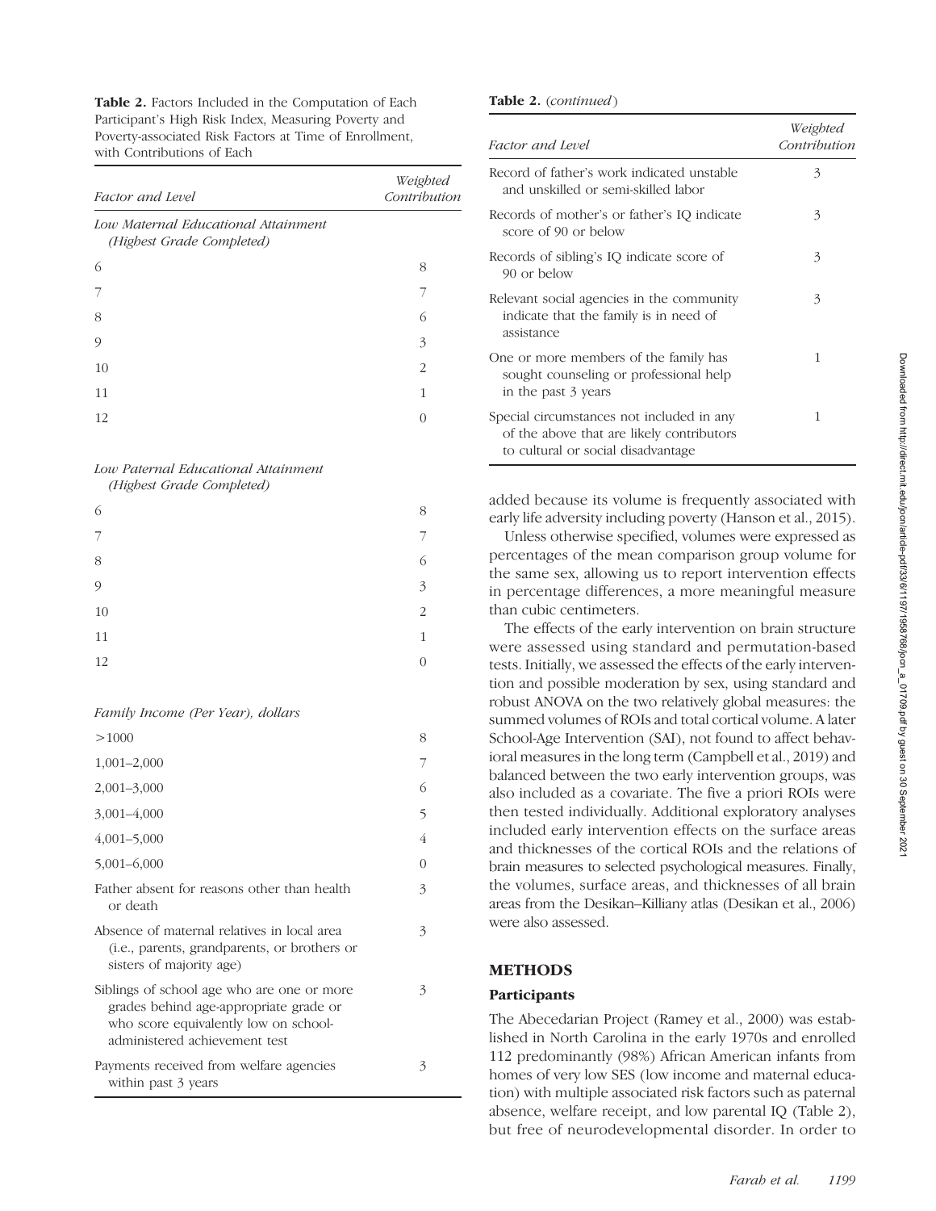**Table 2.** Factors Included in the Computation of Each Participant's High Risk Index, Measuring Poverty and Poverty-associated Risk Factors at Time of Enrollment, with Contributions of Each

| *Factor and Level* | *Weighted Contribution* |
|---|---|
| *Low Maternal Educational Attainment (Highest Grade Completed)* | |
| 6 | 8 |
| 7 | 7 |
| 8 | 6 |
| 9 | 3 |
| 10 | 2 |
| 11 | 1 |
| 12 | 0 |
| *Low Paternal Educational Attainment (Highest Grade Completed)* | |
| 6 | 8 |
| 7 | 7 |
| 8 | 6 |
| 9 | 3 |
| 10 | 2 |
| 11 | 1 |
| 12 | 0 |
| *Family Income (Per Year), dollars* | |
| >1000 | 8 |
| 1,001–2,000 | 7 |
| 2,001–3,000 | 6 |
| 3,001–4,000 | 5 |
| 4,001–5,000 | 4 |
| 5,001–6,000 | 0 |
| Father absent for reasons other than health or death | 3 |
| Absence of maternal relatives in local area (i.e., parents, grandparents, or brothers or sisters of majority age) | 3 |
| Siblings of school age who are one or more grades behind age-appropriate grade or who score equivalently low on school-administered achievement test | 3 |
| Payments received from welfare agencies within past 3 years | 3 |
| Record of father's work indicated unstable and unskilled or semi-skilled labor | 3 |
| Records of mother's or father's IQ indicate score of 90 or below | 3 |
| Records of sibling's IQ indicate score of 90 or below | 3 |
| Relevant social agencies in the community indicate that the family is in need of assistance | 3 |
| One or more members of the family has sought counseling or professional help in the past 3 years | 1 |
| Special circumstances not included in any of the above that are likely contributors to cultural or social disadvantage | 1 |

added because its volume is frequently associated with early life adversity including poverty (Hanson et al., 2015).

Unless otherwise specified, volumes were expressed as percentages of the mean comparison group volume for the same sex, allowing us to report intervention effects in percentage differences, a more meaningful measure than cubic centimeters.

The effects of the early intervention on brain structure were assessed using standard and permutation-based tests. Initially, we assessed the effects of the early intervention and possible moderation by sex, using standard and robust ANOVA on the two relatively global measures: the summed volumes of ROIs and total cortical volume. A later School-Age Intervention (SAI), not found to affect behavioral measures in the long term (Campbell et al., 2019) and balanced between the two early intervention groups, was also included as a covariate. The five a priori ROIs were then tested individually. Additional exploratory analyses included early intervention effects on the surface areas and thicknesses of the cortical ROIs and the relations of brain measures to selected psychological measures. Finally, the volumes, surface areas, and thicknesses of all brain areas from the Desikan–Killiany atlas (Desikan et al., 2006) were also assessed.

## METHODS

### Participants

The Abecedarian Project (Ramey et al., 2000) was established in North Carolina in the early 1970s and enrolled 112 predominantly (98%) African American infants from homes of very low SES (low income and maternal education) with multiple associated risk factors such as paternal absence, welfare receipt, and low parental IQ (Table 2), but free of neurodevelopmental disorder. In order to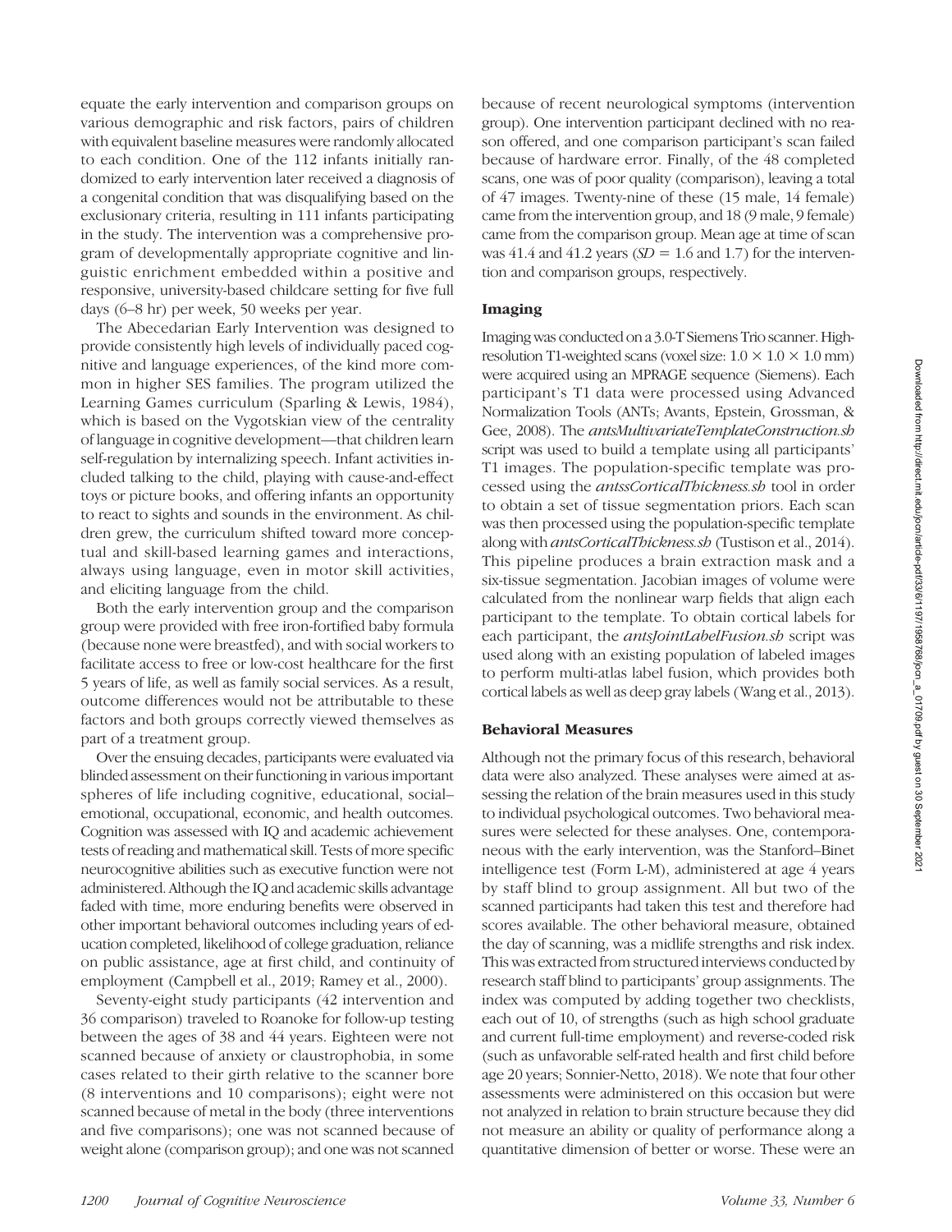equate the early intervention and comparison groups on various demographic and risk factors, pairs of children with equivalent baseline measures were randomly allocated to each condition. One of the 112 infants initially randomized to early intervention later received a diagnosis of a congenital condition that was disqualifying based on the exclusionary criteria, resulting in 111 infants participating in the study. The intervention was a comprehensive program of developmentally appropriate cognitive and linguistic enrichment embedded within a positive and responsive, university-based childcare setting for five full days (6–8 hr) per week, 50 weeks per year.

The Abecedarian Early Intervention was designed to provide consistently high levels of individually paced cognitive and language experiences, of the kind more common in higher SES families. The program utilized the Learning Games curriculum (Sparling & Lewis, 1984), which is based on the Vygotskian view of the centrality of language in cognitive development—that children learn self-regulation by internalizing speech. Infant activities included talking to the child, playing with cause-and-effect toys or picture books, and offering infants an opportunity to react to sights and sounds in the environment. As children grew, the curriculum shifted toward more conceptual and skill-based learning games and interactions, always using language, even in motor skill activities, and eliciting language from the child.

Both the early intervention group and the comparison group were provided with free iron-fortified baby formula (because none were breastfed), and with social workers to facilitate access to free or low-cost healthcare for the first 5 years of life, as well as family social services. As a result, outcome differences would not be attributable to these factors and both groups correctly viewed themselves as part of a treatment group.

Over the ensuing decades, participants were evaluated via blinded assessment on their functioning in various important spheres of life including cognitive, educational, social–emotional, occupational, economic, and health outcomes. Cognition was assessed with IQ and academic achievement tests of reading and mathematical skill. Tests of more specific neurocognitive abilities such as executive function were not administered. Although the IQ and academic skills advantage faded with time, more enduring benefits were observed in other important behavioral outcomes including years of education completed, likelihood of college graduation, reliance on public assistance, age at first child, and continuity of employment (Campbell et al., 2019; Ramey et al., 2000).

Seventy-eight study participants (42 intervention and 36 comparison) traveled to Roanoke for follow-up testing between the ages of 38 and 44 years. Eighteen were not scanned because of anxiety or claustrophobia, in some cases related to their girth relative to the scanner bore (8 interventions and 10 comparisons); eight were not scanned because of metal in the body (three interventions and five comparisons); one was not scanned because of weight alone (comparison group); and one was not scanned because of recent neurological symptoms (intervention group). One intervention participant declined with no reason offered, and one comparison participant's scan failed because of hardware error. Finally, of the 48 completed scans, one was of poor quality (comparison), leaving a total of 47 images. Twenty-nine of these (15 male, 14 female) came from the intervention group, and 18 (9 male, 9 female) came from the comparison group. Mean age at time of scan was 41.4 and 41.2 years (*SD* = 1.6 and 1.7) for the intervention and comparison groups, respectively.

## Imaging

Imaging was conducted on a 3.0-T Siemens Trio scanner. High-resolution T1-weighted scans (voxel size: $1.0 \times 1.0 \times 1.0$ mm) were acquired using an MPRAGE sequence (Siemens). Each participant's T1 data were processed using Advanced Normalization Tools (ANTs; Avants, Epstein, Grossman, & Gee, 2008). The *antsMultivariateTemplateConstruction.sh* script was used to build a template using all participants' T1 images. The population-specific template was processed using the *antssCorticalThickness.sh* tool in order to obtain a set of tissue segmentation priors. Each scan was then processed using the population-specific template along with *antsCorticalThickness.sh* (Tustison et al., 2014). This pipeline produces a brain extraction mask and a six-tissue segmentation. Jacobian images of volume were calculated from the nonlinear warp fields that align each participant to the template. To obtain cortical labels for each participant, the *antsJointLabelFusion.sh* script was used along with an existing population of labeled images to perform multi-atlas label fusion, which provides both cortical labels as well as deep gray labels (Wang et al., 2013).

## Behavioral Measures

Although not the primary focus of this research, behavioral data were also analyzed. These analyses were aimed at assessing the relation of the brain measures used in this study to individual psychological outcomes. Two behavioral measures were selected for these analyses. One, contemporaneous with the early intervention, was the Stanford–Binet intelligence test (Form L-M), administered at age 4 years by staff blind to group assignment. All but two of the scanned participants had taken this test and therefore had scores available. The other behavioral measure, obtained the day of scanning, was a midlife strengths and risk index. This was extracted from structured interviews conducted by research staff blind to participants' group assignments. The index was computed by adding together two checklists, each out of 10, of strengths (such as high school graduate and current full-time employment) and reverse-coded risk (such as unfavorable self-rated health and first child before age 20 years; Sonnier-Netto, 2018). We note that four other assessments were administered on this occasion but were not analyzed in relation to brain structure because they did not measure an ability or quality of performance along a quantitative dimension of better or worse. These were an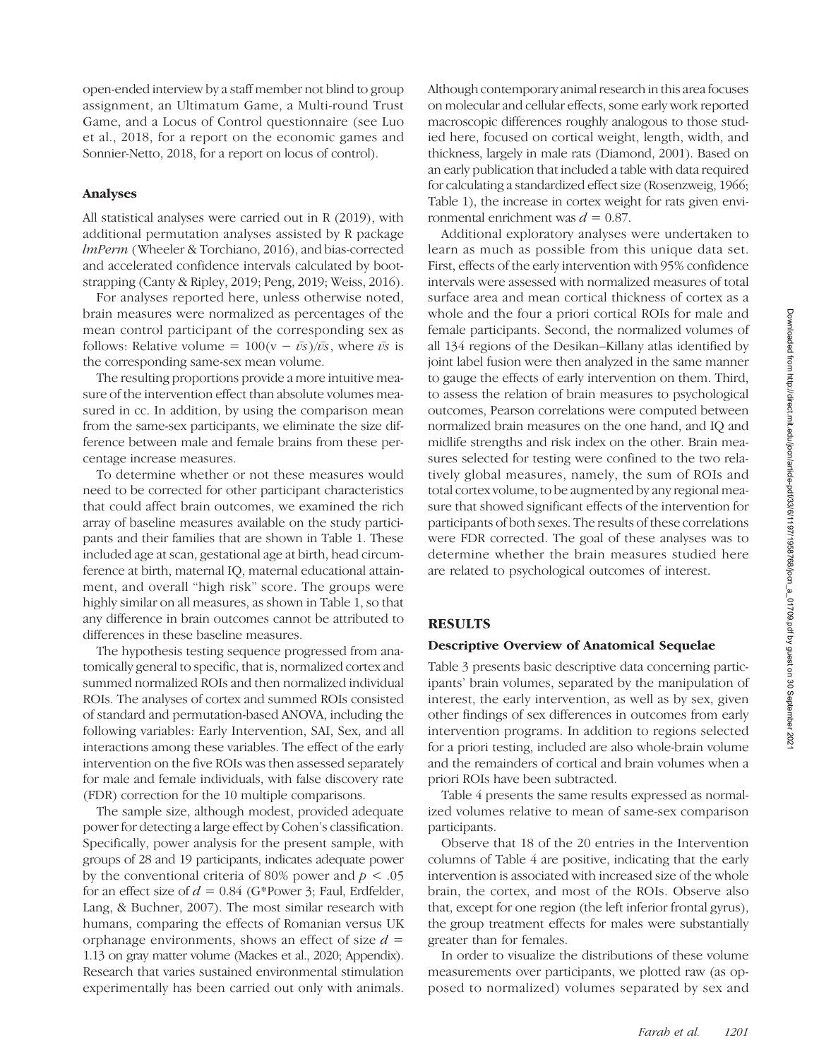open-ended interview by a staff member not blind to group assignment, an Ultimatum Game, a Multi-round Trust Game, and a Locus of Control questionnaire (see Luo et al., 2018, for a report on the economic games and Sonnier-Netto, 2018, for a report on locus of control).

### Analyses

All statistical analyses were carried out in R (2019), with additional permutation analyses assisted by R package *lmPerm* (Wheeler & Torchiano, 2016), and bias-corrected and accelerated confidence intervals calculated by bootstrapping (Canty & Ripley, 2019; Peng, 2019; Weiss, 2016).

For analyses reported here, unless otherwise noted, brain measures were normalized as percentages of the mean control participant of the corresponding sex as follows: Relative volume $= 100(v - \bar{vs})/\bar{vs}$, where $\bar{vs}$ is the corresponding same-sex mean volume.

The resulting proportions provide a more intuitive measure of the intervention effect than absolute volumes measured in cc. In addition, by using the comparison mean from the same-sex participants, we eliminate the size difference between male and female brains from these percentage increase measures.

To determine whether or not these measures would need to be corrected for other participant characteristics that could affect brain outcomes, we examined the rich array of baseline measures available on the study participants and their families that are shown in Table 1. These included age at scan, gestational age at birth, head circumference at birth, maternal IQ, maternal educational attainment, and overall "high risk" score. The groups were highly similar on all measures, as shown in Table 1, so that any difference in brain outcomes cannot be attributed to differences in these baseline measures.

The hypothesis testing sequence progressed from anatomically general to specific, that is, normalized cortex and summed normalized ROIs and then normalized individual ROIs. The analyses of cortex and summed ROIs consisted of standard and permutation-based ANOVA, including the following variables: Early Intervention, SAI, Sex, and all interactions among these variables. The effect of the early intervention on the five ROIs was then assessed separately for male and female individuals, with false discovery rate (FDR) correction for the 10 multiple comparisons.

The sample size, although modest, provided adequate power for detecting a large effect by Cohen's classification. Specifically, power analysis for the present sample, with groups of 28 and 19 participants, indicates adequate power by the conventional criteria of 80% power and $p < .05$ for an effect size of $d = 0.84$ (G*Power 3; Faul, Erdfelder, Lang, & Buchner, 2007). The most similar research with humans, comparing the effects of Romanian versus UK orphanage environments, shows an effect of size $d = 1.13$ on gray matter volume (Mackes et al., 2020; Appendix). Research that varies sustained environmental stimulation experimentally has been carried out only with animals. Although contemporary animal research in this area focuses on molecular and cellular effects, some early work reported macroscopic differences roughly analogous to those studied here, focused on cortical weight, length, width, and thickness, largely in male rats (Diamond, 2001). Based on an early publication that included a table with data required for calculating a standardized effect size (Rosenzweig, 1966; Table 1), the increase in cortex weight for rats given environmental enrichment was $d = 0.87$.

Additional exploratory analyses were undertaken to learn as much as possible from this unique data set. First, effects of the early intervention with 95% confidence intervals were assessed with normalized measures of total surface area and mean cortical thickness of cortex as a whole and the four a priori cortical ROIs for male and female participants. Second, the normalized volumes of all 134 regions of the Desikan–Killany atlas identified by joint label fusion were then analyzed in the same manner to gauge the effects of early intervention on them. Third, to assess the relation of brain measures to psychological outcomes, Pearson correlations were computed between normalized brain measures on the one hand, and IQ and midlife strengths and risk index on the other. Brain measures selected for testing were confined to the two relatively global measures, namely, the sum of ROIs and total cortex volume, to be augmented by any regional measure that showed significant effects of the intervention for participants of both sexes. The results of these correlations were FDR corrected. The goal of these analyses was to determine whether the brain measures studied here are related to psychological outcomes of interest.

## RESULTS

### Descriptive Overview of Anatomical Sequelae

Table 3 presents basic descriptive data concerning participants' brain volumes, separated by the manipulation of interest, the early intervention, as well as by sex, given other findings of sex differences in outcomes from early intervention programs. In addition to regions selected for a priori testing, included are also whole-brain volume and the remainders of cortical and brain volumes when a priori ROIs have been subtracted.

Table 4 presents the same results expressed as normalized volumes relative to mean of same-sex comparison participants.

Observe that 18 of the 20 entries in the Intervention columns of Table 4 are positive, indicating that the early intervention is associated with increased size of the whole brain, the cortex, and most of the ROIs. Observe also that, except for one region (the left inferior frontal gyrus), the group treatment effects for males were substantially greater than for females.

In order to visualize the distributions of these volume measurements over participants, we plotted raw (as opposed to normalized) volumes separated by sex and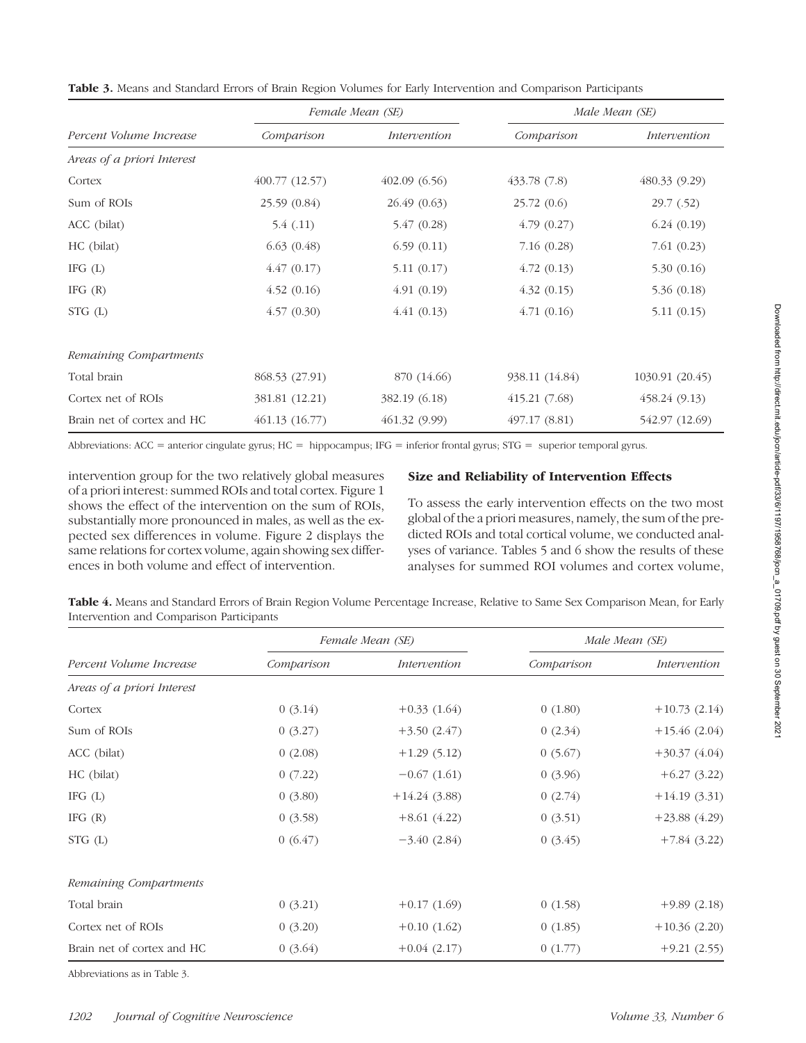**Table 3.** Means and Standard Errors of Brain Region Volumes for Early Intervention and Comparison Participants

| | Female Mean (SE) | | Male Mean (SE) | |
|---|---|---|---|---|
| *Percent Volume Increase* | *Comparison* | *Intervention* | *Comparison* | *Intervention* |
| *Areas of a priori Interest* | | | | |
| Cortex | 400.77 (12.57) | 402.09 (6.56) | 433.78 (7.8) | 480.33 (9.29) |
| Sum of ROIs | 25.59 (0.84) | 26.49 (0.63) | 25.72 (0.6) | 29.7 (.52) |
| ACC (bilat) | 5.4 (.11) | 5.47 (0.28) | 4.79 (0.27) | 6.24 (0.19) |
| HC (bilat) | 6.63 (0.48) | 6.59 (0.11) | 7.16 (0.28) | 7.61 (0.23) |
| IFG (L) | 4.47 (0.17) | 5.11 (0.17) | 4.72 (0.13) | 5.30 (0.16) |
| IFG (R) | 4.52 (0.16) | 4.91 (0.19) | 4.32 (0.15) | 5.36 (0.18) |
| STG (L) | 4.57 (0.30) | 4.41 (0.13) | 4.71 (0.16) | 5.11 (0.15) |
| *Remaining Compartments* | | | | |
| Total brain | 868.53 (27.91) | 870 (14.66) | 938.11 (14.84) | 1030.91 (20.45) |
| Cortex net of ROIs | 381.81 (12.21) | 382.19 (6.18) | 415.21 (7.68) | 458.24 (9.13) |
| Brain net of cortex and HC | 461.13 (16.77) | 461.32 (9.99) | 497.17 (8.81) | 542.97 (12.69) |

Abbreviations: ACC = anterior cingulate gyrus; HC = hippocampus; IFG = inferior frontal gyrus; STG = superior temporal gyrus.

intervention group for the two relatively global measures of a priori interest: summed ROIs and total cortex. Figure 1 shows the effect of the intervention on the sum of ROIs, substantially more pronounced in males, as well as the expected sex differences in volume. Figure 2 displays the same relations for cortex volume, again showing sex differences in both volume and effect of intervention.

### Size and Reliability of Intervention Effects

To assess the early intervention effects on the two most global of the a priori measures, namely, the sum of the predicted ROIs and total cortical volume, we conducted analyses of variance. Tables 5 and 6 show the results of these analyses for summed ROI volumes and cortex volume,

**Table 4.** Means and Standard Errors of Brain Region Volume Percentage Increase, Relative to Same Sex Comparison Mean, for Early Intervention and Comparison Participants

| | Female Mean (SE) | | Male Mean (SE) | |
|---|---|---|---|---|
| *Percent Volume Increase* | *Comparison* | *Intervention* | *Comparison* | *Intervention* |
| *Areas of a priori Interest* | | | | |
| Cortex | 0 (3.14) | +0.33 (1.64) | 0 (1.80) | +10.73 (2.14) |
| Sum of ROIs | 0 (3.27) | +3.50 (2.47) | 0 (2.34) | +15.46 (2.04) |
| ACC (bilat) | 0 (2.08) | +1.29 (5.12) | 0 (5.67) | +30.37 (4.04) |
| HC (bilat) | 0 (7.22) | −0.67 (1.61) | 0 (3.96) | +6.27 (3.22) |
| IFG (L) | 0 (3.80) | +14.24 (3.88) | 0 (2.74) | +14.19 (3.31) |
| IFG (R) | 0 (3.58) | +8.61 (4.22) | 0 (3.51) | +23.88 (4.29) |
| STG (L) | 0 (6.47) | −3.40 (2.84) | 0 (3.45) | +7.84 (3.22) |
| *Remaining Compartments* | | | | |
| Total brain | 0 (3.21) | +0.17 (1.69) | 0 (1.58) | +9.89 (2.18) |
| Cortex net of ROIs | 0 (3.20) | +0.10 (1.62) | 0 (1.85) | +10.36 (2.20) |
| Brain net of cortex and HC | 0 (3.64) | +0.04 (2.17) | 0 (1.77) | +9.21 (2.55) |

Abbreviations as in Table 3.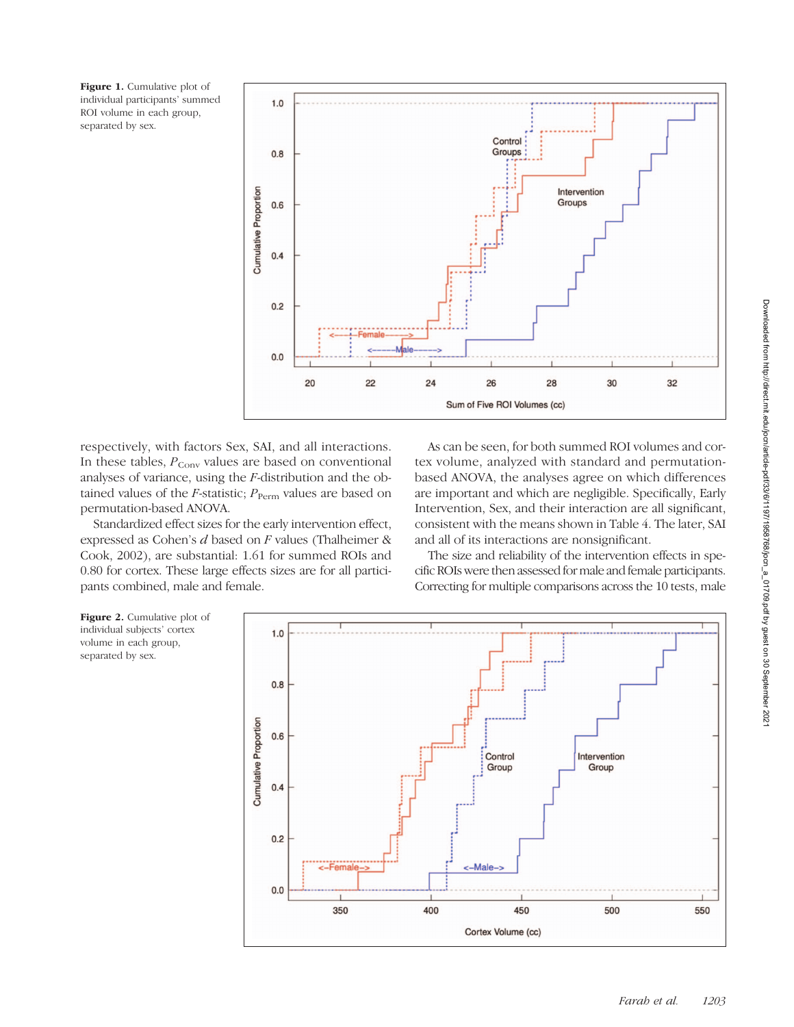Figure 1. Cumulative plot of individual participants' summed ROI volume in each group, separated by sex.

respectively, with factors Sex, SAI, and all interactions. In these tables, $P_{\text{Conv}}$ values are based on conventional analyses of variance, using the $F$-distribution and the obtained values of the $F$-statistic; $P_{\text{Perm}}$ values are based on permutation-based ANOVA.

Standardized effect sizes for the early intervention effect, expressed as Cohen's $d$ based on $F$ values (Thalheimer & Cook, 2002), are substantial: 1.61 for summed ROIs and 0.80 for cortex. These large effects sizes are for all participants combined, male and female.

As can be seen, for both summed ROI volumes and cortex volume, analyzed with standard and permutation-based ANOVA, the analyses agree on which differences are important and which are negligible. Specifically, Early Intervention, Sex, and their interaction are all significant, consistent with the means shown in Table 4. The later, SAI and all of its interactions are nonsignificant.

The size and reliability of the intervention effects in specific ROIs were then assessed for male and female participants. Correcting for multiple comparisons across the 10 tests, male

Figure 2. Cumulative plot of individual subjects' cortex volume in each group, separated by sex.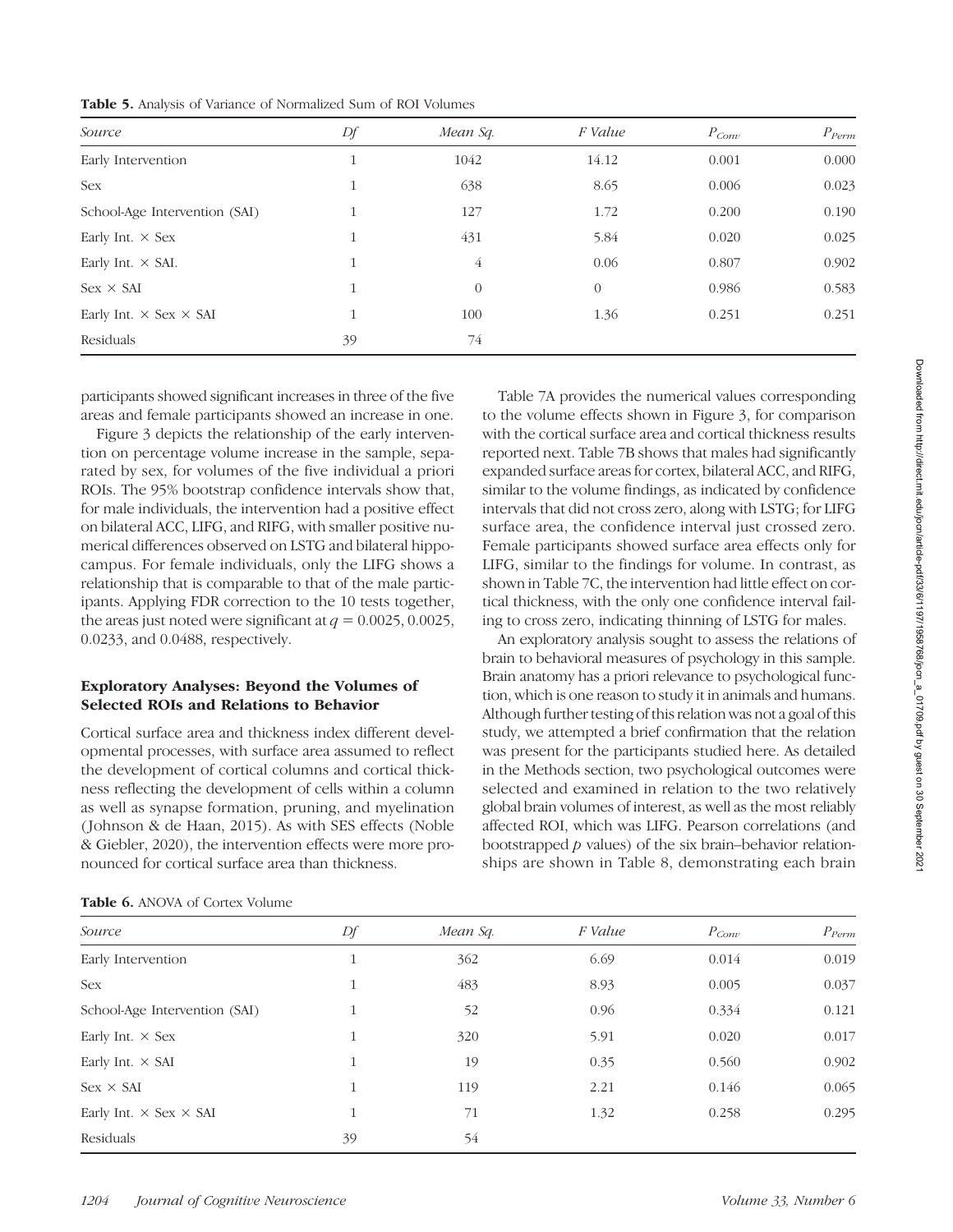**Table 5.** Analysis of Variance of Normalized Sum of ROI Volumes

| Source | Df | Mean Sq. | F Value | $P_{Conv}$ | $P_{Perm}$ |
|---|---|---|---|---|---|
| Early Intervention | 1 | 1042 | 14.12 | 0.001 | 0.000 |
| Sex | 1 | 638 | 8.65 | 0.006 | 0.023 |
| School-Age Intervention (SAI) | 1 | 127 | 1.72 | 0.200 | 0.190 |
| Early Int. × Sex | 1 | 431 | 5.84 | 0.020 | 0.025 |
| Early Int. × SAI. | 1 | 4 | 0.06 | 0.807 | 0.902 |
| Sex × SAI | 1 | 0 | 0 | 0.986 | 0.583 |
| Early Int. × Sex × SAI | 1 | 100 | 1.36 | 0.251 | 0.251 |
| Residuals | 39 | 74 | | | |

participants showed significant increases in three of the five areas and female participants showed an increase in one.

Figure 3 depicts the relationship of the early intervention on percentage volume increase in the sample, separated by sex, for volumes of the five individual a priori ROIs. The 95% bootstrap confidence intervals show that, for male individuals, the intervention had a positive effect on bilateral ACC, LIFG, and RIFG, with smaller positive numerical differences observed on LSTG and bilateral hippocampus. For female individuals, only the LIFG shows a relationship that is comparable to that of the male participants. Applying FDR correction to the 10 tests together, the areas just noted were significant at $q = 0.0025$, 0.0025, 0.0233, and 0.0488, respectively.

### Exploratory Analyses: Beyond the Volumes of Selected ROIs and Relations to Behavior

Cortical surface area and thickness index different developmental processes, with surface area assumed to reflect the development of cortical columns and cortical thickness reflecting the development of cells within a column as well as synapse formation, pruning, and myelination (Johnson & de Haan, 2015). As with SES effects (Noble & Giebler, 2020), the intervention effects were more pronounced for cortical surface area than thickness.

Table 7A provides the numerical values corresponding to the volume effects shown in Figure 3, for comparison with the cortical surface area and cortical thickness results reported next. Table 7B shows that males had significantly expanded surface areas for cortex, bilateral ACC, and RIFG, similar to the volume findings, as indicated by confidence intervals that did not cross zero, along with LSTG; for LIFG surface area, the confidence interval just crossed zero. Female participants showed surface area effects only for LIFG, similar to the findings for volume. In contrast, as shown in Table 7C, the intervention had little effect on cortical thickness, with the only one confidence interval failing to cross zero, indicating thinning of LSTG for males.

An exploratory analysis sought to assess the relations of brain to behavioral measures of psychology in this sample. Brain anatomy has a priori relevance to psychological function, which is one reason to study it in animals and humans. Although further testing of this relation was not a goal of this study, we attempted a brief confirmation that the relation was present for the participants studied here. As detailed in the Methods section, two psychological outcomes were selected and examined in relation to the two relatively global brain volumes of interest, as well as the most reliably affected ROI, which was LIFG. Pearson correlations (and bootstrapped $p$ values) of the six brain–behavior relationships are shown in Table 8, demonstrating each brain

**Table 6.** ANOVA of Cortex Volume

| Source | Df | Mean Sq. | F Value | $P_{Conv}$ | $P_{Perm}$ |
|---|---|---|---|---|---|
| Early Intervention | 1 | 362 | 6.69 | 0.014 | 0.019 |
| Sex | 1 | 483 | 8.93 | 0.005 | 0.037 |
| School-Age Intervention (SAI) | 1 | 52 | 0.96 | 0.334 | 0.121 |
| Early Int. × Sex | 1 | 320 | 5.91 | 0.020 | 0.017 |
| Early Int. × SAI | 1 | 19 | 0.35 | 0.560 | 0.902 |
| Sex × SAI | 1 | 119 | 2.21 | 0.146 | 0.065 |
| Early Int. × Sex × SAI | 1 | 71 | 1.32 | 0.258 | 0.295 |
| Residuals | 39 | 54 | | | |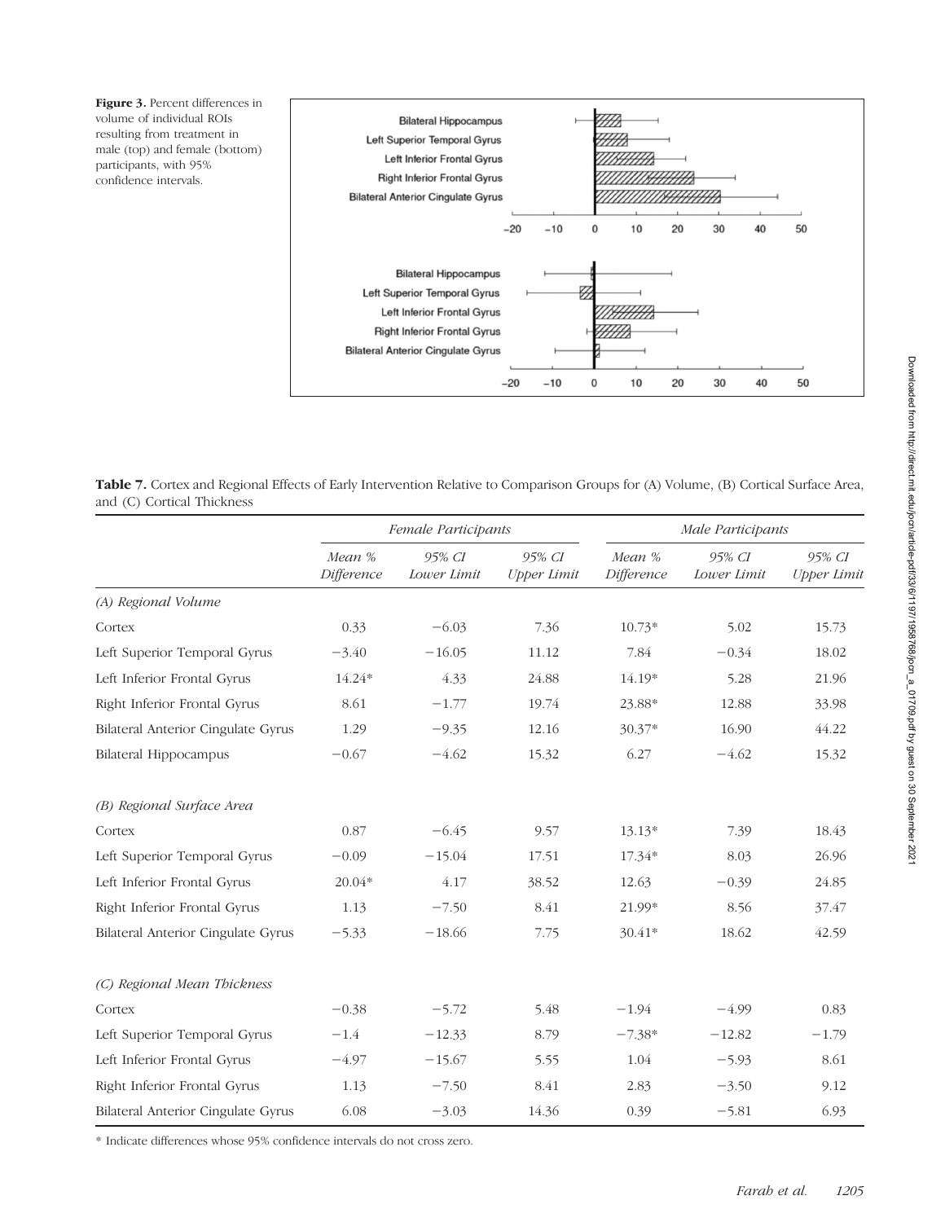**Figure 3.** Percent differences in volume of individual ROIs resulting from treatment in male (top) and female (bottom) participants, with 95% confidence intervals.

**Table 7.** Cortex and Regional Effects of Early Intervention Relative to Comparison Groups for (A) Volume, (B) Cortical Surface Area, and (C) Cortical Thickness

| | *Female Participants* | | | *Male Participants* | | |
|---|---|---|---|---|---|---|
| | *Mean % Difference* | *95% CI Lower Limit* | *95% CI Upper Limit* | *Mean % Difference* | *95% CI Lower Limit* | *95% CI Upper Limit* |
| *(A) Regional Volume* | | | | | | |
| Cortex | 0.33 | −6.03 | 7.36 | 10.73* | 5.02 | 15.73 |
| Left Superior Temporal Gyrus | −3.40 | −16.05 | 11.12 | 7.84 | −0.34 | 18.02 |
| Left Inferior Frontal Gyrus | 14.24* | 4.33 | 24.88 | 14.19* | 5.28 | 21.96 |
| Right Inferior Frontal Gyrus | 8.61 | −1.77 | 19.74 | 23.88* | 12.88 | 33.98 |
| Bilateral Anterior Cingulate Gyrus | 1.29 | −9.35 | 12.16 | 30.37* | 16.90 | 44.22 |
| Bilateral Hippocampus | −0.67 | −4.62 | 15.32 | 6.27 | −4.62 | 15.32 |
| *(B) Regional Surface Area* | | | | | | |
| Cortex | 0.87 | −6.45 | 9.57 | 13.13* | 7.39 | 18.43 |
| Left Superior Temporal Gyrus | −0.09 | −15.04 | 17.51 | 17.34* | 8.03 | 26.96 |
| Left Inferior Frontal Gyrus | 20.04* | 4.17 | 38.52 | 12.63 | −0.39 | 24.85 |
| Right Inferior Frontal Gyrus | 1.13 | −7.50 | 8.41 | 21.99* | 8.56 | 37.47 |
| Bilateral Anterior Cingulate Gyrus | −5.33 | −18.66 | 7.75 | 30.41* | 18.62 | 42.59 |
| *(C) Regional Mean Thickness* | | | | | | |
| Cortex | −0.38 | −5.72 | 5.48 | −1.94 | −4.99 | 0.83 |
| Left Superior Temporal Gyrus | −1.4 | −12.33 | 8.79 | −7.38* | −12.82 | −1.79 |
| Left Inferior Frontal Gyrus | −4.97 | −15.67 | 5.55 | 1.04 | −5.93 | 8.61 |
| Right Inferior Frontal Gyrus | 1.13 | −7.50 | 8.41 | 2.83 | −3.50 | 9.12 |
| Bilateral Anterior Cingulate Gyrus | 6.08 | −3.03 | 14.36 | 0.39 | −5.81 | 6.93 |

\* Indicate differences whose 95% confidence intervals do not cross zero.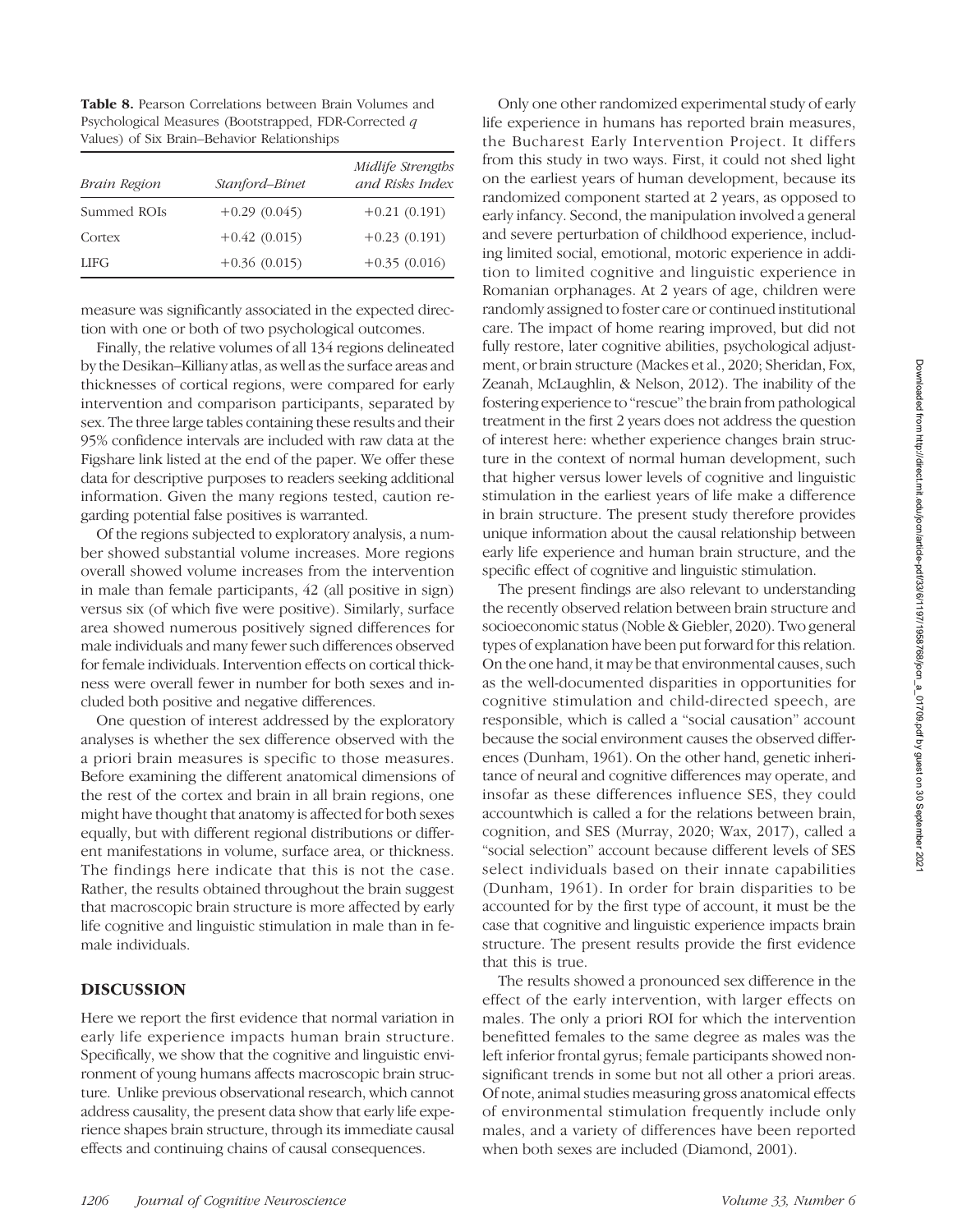**Table 8.** Pearson Correlations between Brain Volumes and Psychological Measures (Bootstrapped, FDR-Corrected *q* Values) of Six Brain–Behavior Relationships

| *Brain Region* | *Stanford–Binet* | *Midlife Strengths and Risks Index* |
|---|---|---|
| Summed ROIs | +0.29 (0.045) | +0.21 (0.191) |
| Cortex | +0.42 (0.015) | +0.23 (0.191) |
| LIFG | +0.36 (0.015) | +0.35 (0.016) |

measure was significantly associated in the expected direction with one or both of two psychological outcomes.

Finally, the relative volumes of all 134 regions delineated by the Desikan–Killiany atlas, as well as the surface areas and thicknesses of cortical regions, were compared for early intervention and comparison participants, separated by sex. The three large tables containing these results and their 95% confidence intervals are included with raw data at the Figshare link listed at the end of the paper. We offer these data for descriptive purposes to readers seeking additional information. Given the many regions tested, caution regarding potential false positives is warranted.

Of the regions subjected to exploratory analysis, a number showed substantial volume increases. More regions overall showed volume increases from the intervention in male than female participants, 42 (all positive in sign) versus six (of which five were positive). Similarly, surface area showed numerous positively signed differences for male individuals and many fewer such differences observed for female individuals. Intervention effects on cortical thickness were overall fewer in number for both sexes and included both positive and negative differences.

One question of interest addressed by the exploratory analyses is whether the sex difference observed with the a priori brain measures is specific to those measures. Before examining the different anatomical dimensions of the rest of the cortex and brain in all brain regions, one might have thought that anatomy is affected for both sexes equally, but with different regional distributions or different manifestations in volume, surface area, or thickness. The findings here indicate that this is not the case. Rather, the results obtained throughout the brain suggest that macroscopic brain structure is more affected by early life cognitive and linguistic stimulation in male than in female individuals.

## DISCUSSION

Here we report the first evidence that normal variation in early life experience impacts human brain structure. Specifically, we show that the cognitive and linguistic environment of young humans affects macroscopic brain structure. Unlike previous observational research, which cannot address causality, the present data show that early life experience shapes brain structure, through its immediate causal effects and continuing chains of causal consequences.

Only one other randomized experimental study of early life experience in humans has reported brain measures, the Bucharest Early Intervention Project. It differs from this study in two ways. First, it could not shed light on the earliest years of human development, because its randomized component started at 2 years, as opposed to early infancy. Second, the manipulation involved a general and severe perturbation of childhood experience, including limited social, emotional, motoric experience in addition to limited cognitive and linguistic experience in Romanian orphanages. At 2 years of age, children were randomly assigned to foster care or continued institutional care. The impact of home rearing improved, but did not fully restore, later cognitive abilities, psychological adjustment, or brain structure (Mackes et al., 2020; Sheridan, Fox, Zeanah, McLaughlin, & Nelson, 2012). The inability of the fostering experience to "rescue" the brain from pathological treatment in the first 2 years does not address the question of interest here: whether experience changes brain structure in the context of normal human development, such that higher versus lower levels of cognitive and linguistic stimulation in the earliest years of life make a difference in brain structure. The present study therefore provides unique information about the causal relationship between early life experience and human brain structure, and the specific effect of cognitive and linguistic stimulation.

The present findings are also relevant to understanding the recently observed relation between brain structure and socioeconomic status (Noble & Giebler, 2020). Two general types of explanation have been put forward for this relation. On the one hand, it may be that environmental causes, such as the well-documented disparities in opportunities for cognitive stimulation and child-directed speech, are responsible, which is called a "social causation" account because the social environment causes the observed differences (Dunham, 1961). On the other hand, genetic inheritance of neural and cognitive differences may operate, and insofar as these differences influence SES, they could accountwhich is called a for the relations between brain, cognition, and SES (Murray, 2020; Wax, 2017), called a "social selection" account because different levels of SES select individuals based on their innate capabilities (Dunham, 1961). In order for brain disparities to be accounted for by the first type of account, it must be the case that cognitive and linguistic experience impacts brain structure. The present results provide the first evidence that this is true.

The results showed a pronounced sex difference in the effect of the early intervention, with larger effects on males. The only a priori ROI for which the intervention benefitted females to the same degree as males was the left inferior frontal gyrus; female participants showed nonsignificant trends in some but not all other a priori areas. Of note, animal studies measuring gross anatomical effects of environmental stimulation frequently include only males, and a variety of differences have been reported when both sexes are included (Diamond, 2001).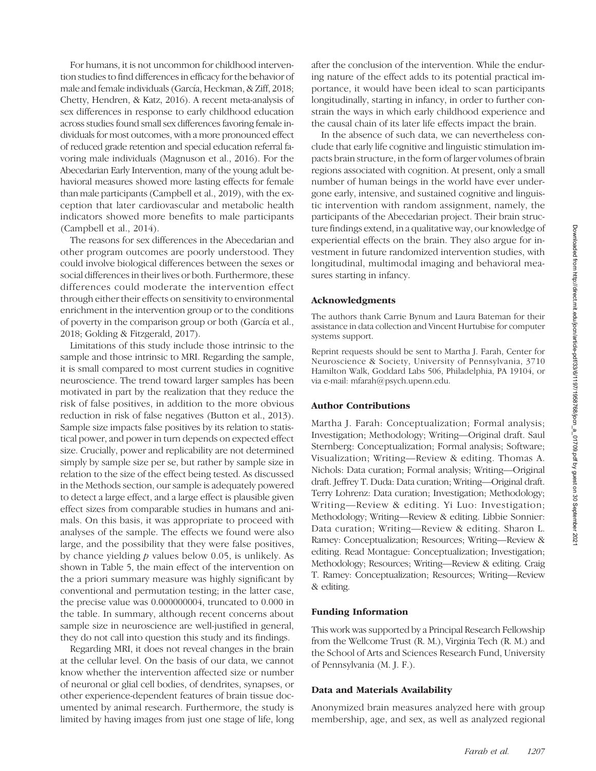For humans, it is not uncommon for childhood intervention studies to find differences in efficacy for the behavior of male and female individuals (García, Heckman, & Ziff, 2018; Chetty, Hendren, & Katz, 2016). A recent meta-analysis of sex differences in response to early childhood education across studies found small sex differences favoring female individuals for most outcomes, with a more pronounced effect of reduced grade retention and special education referral favoring male individuals (Magnuson et al., 2016). For the Abecedarian Early Intervention, many of the young adult behavioral measures showed more lasting effects for female than male participants (Campbell et al., 2019), with the exception that later cardiovascular and metabolic health indicators showed more benefits to male participants (Campbell et al., 2014).

The reasons for sex differences in the Abecedarian and other program outcomes are poorly understood. They could involve biological differences between the sexes or social differences in their lives or both. Furthermore, these differences could moderate the intervention effect through either their effects on sensitivity to environmental enrichment in the intervention group or to the conditions of poverty in the comparison group or both (García et al., 2018; Golding & Fitzgerald, 2017).

Limitations of this study include those intrinsic to the sample and those intrinsic to MRI. Regarding the sample, it is small compared to most current studies in cognitive neuroscience. The trend toward larger samples has been motivated in part by the realization that they reduce the risk of false positives, in addition to the more obvious reduction in risk of false negatives (Button et al., 2013). Sample size impacts false positives by its relation to statistical power, and power in turn depends on expected effect size. Crucially, power and replicability are not determined simply by sample size per se, but rather by sample size in relation to the size of the effect being tested. As discussed in the Methods section, our sample is adequately powered to detect a large effect, and a large effect is plausible given effect sizes from comparable studies in humans and animals. On this basis, it was appropriate to proceed with analyses of the sample. The effects we found were also large, and the possibility that they were false positives, by chance yielding $p$ values below 0.05, is unlikely. As shown in Table 5, the main effect of the intervention on the a priori summary measure was highly significant by conventional and permutation testing; in the latter case, the precise value was 0.000000004, truncated to 0.000 in the table. In summary, although recent concerns about sample size in neuroscience are well-justified in general, they do not call into question this study and its findings.

Regarding MRI, it does not reveal changes in the brain at the cellular level. On the basis of our data, we cannot know whether the intervention affected size or number of neuronal or glial cell bodies, of dendrites, synapses, or other experience-dependent features of brain tissue documented by animal research. Furthermore, the study is limited by having images from just one stage of life, long after the conclusion of the intervention. While the enduring nature of the effect adds to its potential practical importance, it would have been ideal to scan participants longitudinally, starting in infancy, in order to further constrain the ways in which early childhood experience and the causal chain of its later life effects impact the brain.

In the absence of such data, we can nevertheless conclude that early life cognitive and linguistic stimulation impacts brain structure, in the form of larger volumes of brain regions associated with cognition. At present, only a small number of human beings in the world have ever undergone early, intensive, and sustained cognitive and linguistic intervention with random assignment, namely, the participants of the Abecedarian project. Their brain structure findings extend, in a qualitative way, our knowledge of experiential effects on the brain. They also argue for investment in future randomized intervention studies, with longitudinal, multimodal imaging and behavioral measures starting in infancy.

### Acknowledgments

The authors thank Carrie Bynum and Laura Bateman for their assistance in data collection and Vincent Hurtubise for computer systems support.

Reprint requests should be sent to Martha J. Farah, Center for Neuroscience & Society, University of Pennsylvania, 3710 Hamilton Walk, Goddard Labs 506, Philadelphia, PA 19104, or via e-mail: mfarah@psych.upenn.edu.

### Author Contributions

Martha J. Farah: Conceptualization; Formal analysis; Investigation; Methodology; Writing—Original draft. Saul Sternberg: Conceptualization; Formal analysis; Software; Visualization; Writing—Review & editing. Thomas A. Nichols: Data curation; Formal analysis; Writing—Original draft. Jeffrey T. Duda: Data curation; Writing—Original draft. Terry Lohrenz: Data curation; Investigation; Methodology; Writing—Review & editing. Yi Luo: Investigation; Methodology; Writing—Review & editing. Libbie Sonnier: Data curation; Writing—Review & editing. Sharon L. Ramey: Conceptualization; Resources; Writing—Review & editing. Read Montague: Conceptualization; Investigation; Methodology; Resources; Writing—Review & editing. Craig T. Ramey: Conceptualization; Resources; Writing—Review & editing.

### Funding Information

This work was supported by a Principal Research Fellowship from the Wellcome Trust (R. M.), Virginia Tech (R. M.) and the School of Arts and Sciences Research Fund, University of Pennsylvania (M. J. F.).

### Data and Materials Availability

Anonymized brain measures analyzed here with group membership, age, and sex, as well as analyzed regional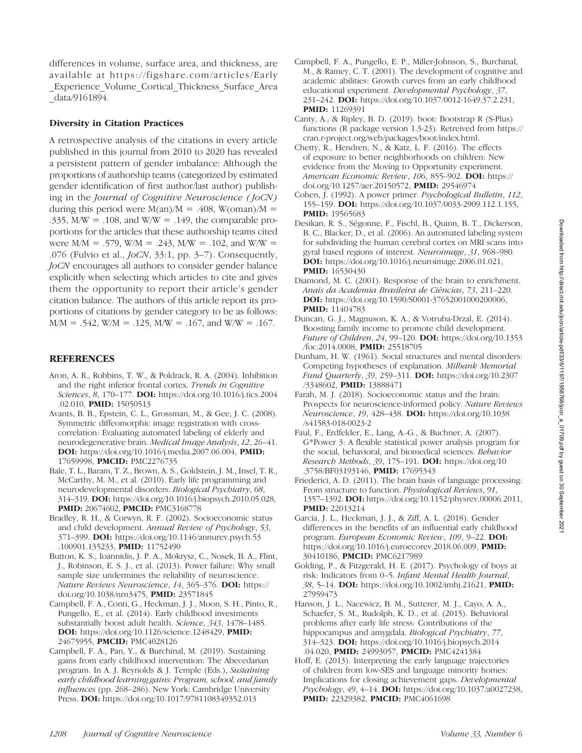differences in volume, surface area, and thickness, are available at https://figshare.com/articles/Early_Experience_Volume_Cortical_Thickness_Surface_Area_data/9161894.

### Diversity in Citation Practices

A retrospective analysis of the citations in every article published in this journal from 2010 to 2020 has revealed a persistent pattern of gender imbalance: Although the proportions of authorship teams (categorized by estimated gender identification of first author/last author) publishing in the *Journal of Cognitive Neuroscience (JoCN)* during this period were M(an)/M = .408, W(oman)/M = .335, M/W = .108, and W/W = .149, the comparable proportions for the articles that these authorship teams cited were M/M = .579, W/M = .243, M/W = .102, and W/W = .076 (Fulvio et al., *JoCN*, 33:1, pp. 3–7). Consequently, *JoCN* encourages all authors to consider gender balance explicitly when selecting which articles to cite and gives them the opportunity to report their article's gender citation balance. The authors of this article report its proportions of citations by gender category to be as follows: M/M = .542, W/M = .125, M/W = .167, and W/W = .167.

## REFERENCES

Aron, A. R., Robbins, T. W., & Poldrack, R. A. (2004). Inhibition and the right inferior frontal cortex. *Trends in Cognitive Sciences*, *8*, 170–177. **DOI:** https://doi.org/10.1016/j.tics.2004.02.010, **PMID:** 15050513

Avants, B. B., Epstein, C. L., Grossman, M., & Gee, J. C. (2008). Symmetric diffeomorphic image registration with cross-correlation: Evaluating automated labeling of elderly and neurodegenerative brain. *Medical Image Analysis*, *12*, 26–41. **DOI:** https://doi.org/10.1016/j.media.2007.06.004, **PMID:** 17659998, **PMCID:** PMC2276735

Bale, T. L., Baram, T. Z., Brown, A. S., Goldstein, J. M., Insel, T. R., McCarthy, M. M., et al. (2010). Early life programming and neurodevelopmental disorders. *Biological Psychiatry*, *68*, 314–319. **DOI:** https://doi.org/10.1016/j.biopsych.2010.05.028, **PMID:** 20674602, **PMCID:** PMC3168778

Bradley, R. H., & Corwyn, R. F. (2002). Socioeconomic status and child development. *Annual Review of Psychology*, *53*, 371–399. **DOI:** https://doi.org/10.1146/annurev.psych.53.100901.135233, **PMID:** 11752490

Button, K. S., Ioannidis, J. P. A., Mokrysz, C., Nosek, B. A., Flint, J., Robinson, E. S. J., et al. (2013). Power failure: Why small sample size undermines the reliability of neuroscience. *Nature Reviews Neuroscience*, *14*, 365–376. **DOI:** https://doi.org/10.1038/nrn3475, **PMID:** 23571845

Campbell, F. A., Conti, G., Heckman, J. J., Moon, S. H., Pinto, R., Pungello, E., et al. (2014). Early childhood investments substantially boost adult health. *Science*, *343*, 1478–1485. **DOI:** https://doi.org/10.1126/science.1248429, **PMID:** 24675955, **PMCID:** PMC4028126

Campbell, F. A., Pan, Y., & Burchinal, M. (2019). Sustaining gains from early childhood intervention: The Abecedarian program. In A. J. Reynolds & J. Temple (Eds.), *Sustaining early childhood learning gains: Program, school, and family influences* (pp. 268–286). New York: Cambridge University Press. **DOI:** https://doi.org/10.1017/9781108349352.013

Campbell, F. A., Pungello, E. P., Miller-Johnson, S., Burchinal, M., & Ramey, C. T. (2001). The development of cognitive and academic abilities: Growth curves from an early childhood educational experiment. *Developmental Psychology*, *37*, 231–242. **DOI:** https://doi.org/10.1037/0012-1649.37.2.231, **PMID:** 11269391

Canty, A., & Ripley, B. D. (2019). boot: Bootstrap R (S-Plus) functions (R package version 1.3-23). Retreived from https://cran.r-project.org/web/packages/boot/index.html.

Chetty, R., Hendren, N., & Katz, L. F. (2016). The effects of exposure to better neighborhoods on children: New evidence from the Moving to Opportunity experiment. *American Economic Review*, *106*, 855–902. **DOI:** https://doi.org/10.1257/aer.20150572, **PMID:** 29546974

Cohen, J. (1992). A power primer. *Psychological Bulletin*, *112*, 155–159. **DOI:** https://doi.org/10.1037/0033-2909.112.1.155, **PMID:** 19565683

Desikan, R. S., Ségonne, F., Fischl, B., Quinn, B. T., Dickerson, B. C., Blacker, D., et al. (2006). An automated labeling system for subdividing the human cerebral cortex on MRI scans into gyral based regions of interest. *Neuroimage*, *31*, 968–980. **DOI:** https://doi.org/10.1016/j.neuroimage.2006.01.021, **PMID:** 16530430

Diamond, M. C. (2001). Response of the brain to enrichment. *Anais da Academia Brasileira de Ciências*, *73*, 211–220. **DOI:** https://doi.org/10.1590/S0001-37652001000200006, **PMID:** 11404783

Duncan, G. J., Magnuson, K. A., & Votruba-Drzal, E. (2014). Boosting family income to promote child development. *Future of Children*, *24*, 99–120. **DOI:** https://doi.org/10.1353/foc.2014.0008, **PMID:** 25518705

Dunham, H. W. (1961). Social structures and mental disorders: Competing hypotheses of explanation. *Milbank Memorial Fund Quarterly*, *39*, 259–311. **DOI:** https://doi.org/10.2307/3348602, **PMID:** 13888471

Farah, M. J. (2018). Socioeconomic status and the brain: Prospects for neuroscience-informed policy. *Nature Reviews Neuroscience*, *19*, 428–438. **DOI:** https://doi.org/10.1038/s41583-018-0023-2

Faul, F., Erdfelder, E., Lang, A.-G., & Buchner, A. (2007). G*Power 3: A flexible statistical power analysis program for the social, behavioral, and biomedical sciences. *Behavior Research Methods*, *39*, 175–191. **DOI:** https://doi.org/10.3758/BF03193146, **PMID:** 17695343

Friederici, A. D. (2011). The brain basis of language processing: From structure to function. *Physiological Reviews*, *91*, 1357–1392. **DOI:** https://doi.org/10.1152/physrev.00006.2011, **PMID:** 22013214

García, J. L., Heckman, J. J., & Ziff, A. L. (2018). Gender differences in the benefits of an influential early childhood program. *European Economic Review*, *109*, 9–22. **DOI:** https://doi.org/10.1016/j.euroecorev.2018.06.009, **PMID:** 30410186, **PMCID:** PMC6217989

Golding, P., & Fitzgerald, H. E. (2017). Psychology of boys at risk: Indicators from 0–5. *Infant Mental Health Journal*, *38*, 5–14. **DOI:** https://doi.org/10.1002/imhj.21621, **PMID:** 27959473

Hanson, J. L., Nacewicz, B. M., Sutterer, M. J., Cayo, A. A., Schaefer, S. M., Rudolph, K. D., et al. (2015). Behavioral problems after early life stress: Contributions of the hippocampus and amygdala. *Biological Psychiatry*, *77*, 314–323. **DOI:** https://doi.org/10.1016/j.biopsych.2014.04.020, **PMID:** 24993057, **PMCID:** PMC4241384

Hoff, E. (2013). Interpreting the early language trajectories of children from low-SES and language minority homes: Implications for closing achievement gaps. *Developmental Psychology*, *49*, 4–14. **DOI:** https://doi.org/10.1037/a0027238, **PMID:** 22329382, **PMCID:** PMC4061698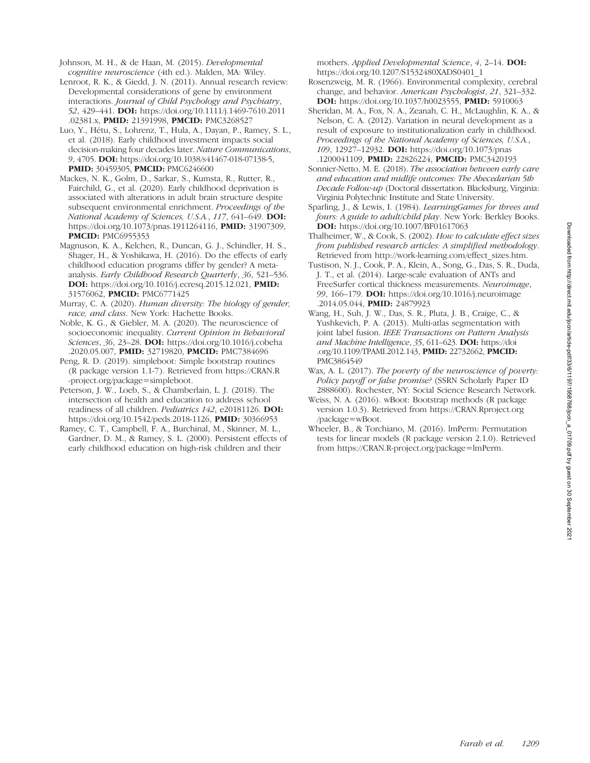Johnson, M. H., & de Haan, M. (2015). *Developmental cognitive neuroscience* (4th ed.). Malden, MA: Wiley.

Lenroot, R. K., & Giedd, J. N. (2011). Annual research review: Developmental considerations of gene by environment interactions. *Journal of Child Psychology and Psychiatry*, *52*, 429–441. **DOI:** https://doi.org/10.1111/j.1469-7610.2011.02381.x, **PMID:** 21391998, **PMCID:** PMC3268527

Luo, Y., Hétu, S., Lohrenz, T., Hula, A., Dayan, P., Ramey, S. L., et al. (2018). Early childhood investment impacts social decision-making four decades later. *Nature Communications*, *9*, 4705. **DOI:** https://doi.org/10.1038/s41467-018-07138-5, **PMID:** 30459305, **PMCID:** PMC6246600

Mackes, N. K., Golm, D., Sarkar, S., Kumsta, R., Rutter, R., Fairchild, G., et al. (2020). Early childhood deprivation is associated with alterations in adult brain structure despite subsequent environmental enrichment. *Proceedings of the National Academy of Sciences, U.S.A.*, *117*, 641–649. **DOI:** https://doi.org/10.1073/pnas.1911264116, **PMID:** 31907309, **PMCID:** PMC6955353

Magnuson, K. A., Kelchen, R., Duncan, G. J., Schindler, H. S., Shager, H., & Yoshikawa, H. (2016). Do the effects of early childhood education programs differ by gender? A meta-analysis. *Early Childhood Research Quarterly*, *36*, 521–536. **DOI:** https://doi.org/10.1016/j.ecresq.2015.12.021, **PMID:** 31576062, **PMCID:** PMC6771425

Murray, C. A. (2020). *Human diversity: The biology of gender, race, and class*. New York: Hachette Books.

Noble, K. G., & Giebler, M. A. (2020). The neuroscience of socioeconomic inequality. *Current Opinion in Behavioral Sciences*, *36*, 23–28. **DOI:** https://doi.org/10.1016/j.cobeha.2020.05.007, **PMID:** 32719820, **PMCID:** PMC7384696

Peng, R. D. (2019). simpleboot: Simple bootstrap routines (R package version 1.1-7). Retrieved from https://CRAN.R-project.org/package=simpleboot.

Peterson, J. W., Loeb, S., & Chamberlain, L. J. (2018). The intersection of health and education to address school readiness of all children. *Pediatrics 142*, e20181126. **DOI:** https://doi.org/10.1542/peds.2018-1126, **PMID:** 30366953

Ramey, C. T., Campbell, F. A., Burchinal, M., Skinner, M. L., Gardner, D. M., & Ramey, S. L. (2000). Persistent effects of early childhood education on high-risk children and their mothers. *Applied Developmental Science*, *4*, 2–14. **DOI:** https://doi.org/10.1207/S1532480XADS0401_1

Rosenzweig, M. R. (1966). Environmental complexity, cerebral change, and behavior. *American Psychologist*, *21*, 321–332. **DOI:** https://doi.org/10.1037/h0023555, **PMID:** 5910063

Sheridan, M. A., Fox, N. A., Zeanah, C. H., McLaughlin, K. A., & Nelson, C. A. (2012). Variation in neural development as a result of exposure to institutionalization early in childhood. *Proceedings of the National Academy of Sciences, U.S.A.*, *109*, 12927–12932. **DOI:** https://doi.org/10.1073/pnas.1200041109, **PMID:** 22826224, **PMCID:** PMC3420193

Sonnier-Netto, M. E. (2018). *The association between early care and education and midlife outcomes: The Abecedarian 5th Decade Follow-up* (Doctoral dissertation. Blacksburg, Virginia: Virginia Polytechnic Institute and State University.

Sparling, J., & Lewis, I. (1984). *LearningGames for threes and fours: A guide to adult/child play*. New York: Berkley Books. **DOI:** https://doi.org/10.1007/BF01617063

Thalheimer, W., & Cook, S. (2002). *How to calculate effect sizes from published research articles: A simplified methodology*. Retrieved from http://work-learning.com/effect_sizes.htm.

Tustison, N. J., Cook, P. A., Klein, A., Song, G., Das, S. R., Duda, J. T., et al. (2014). Large-scale evaluation of ANTs and FreeSurfer cortical thickness measurements. *Neuroimage*, *99*, 166–179. **DOI:** https://doi.org/10.1016/j.neuroimage.2014.05.044, **PMID:** 24879923

Wang, H., Suh, J. W., Das, S. R., Pluta, J. B., Craige, C., & Yushkevich, P. A. (2013). Multi-atlas segmentation with joint label fusion. *IEEE Transactions on Pattern Analysis and Machine Intelligence*, *35*, 611–623. **DOI:** https://doi.org/10.1109/TPAMI.2012.143, **PMID:** 22732662, **PMCID:** PMC3864549

Wax, A. L. (2017). *The poverty of the neuroscience of poverty: Policy payoff or false promise?* (SSRN Scholarly Paper ID 2888600). Rochester, NY: Social Science Research Network.

Weiss, N. A. (2016). wBoot: Bootstrap methods (R package version 1.0.3). Retrieved from https://CRAN.Rproject.org/package=wBoot.

Wheeler, B., & Torchiano, M. (2016). lmPerm: Permutation tests for linear models (R package version 2.1.0). Retrieved from https://CRAN.R-project.org/package=lmPerm.